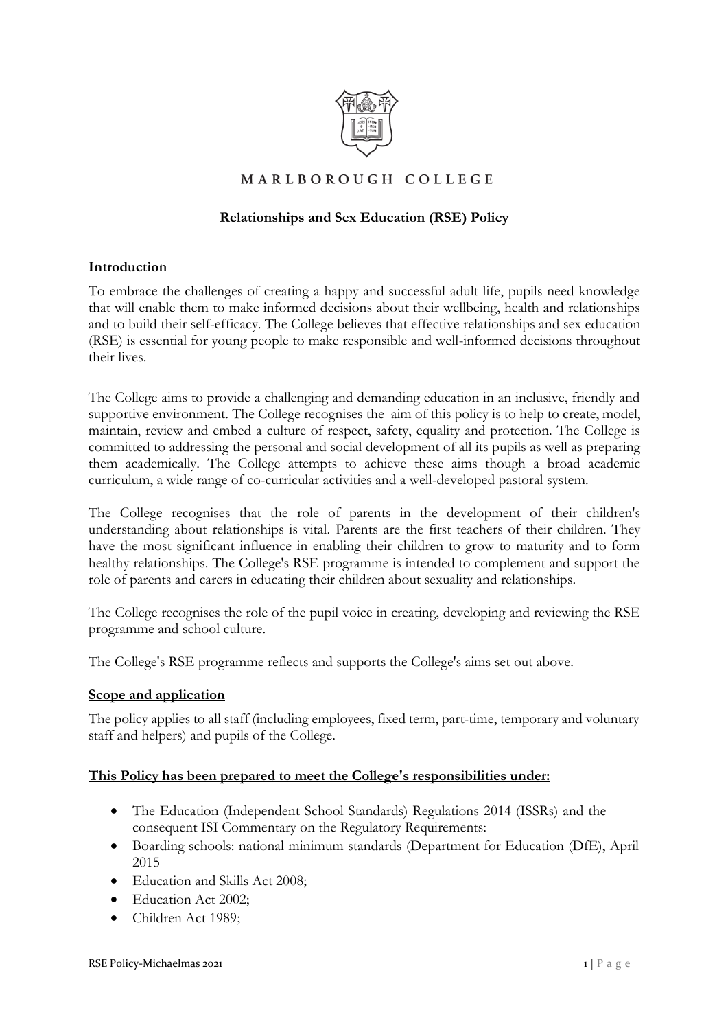MARLBOROUGH COLLEGE

# Relationships and Sex Education (RSE) Policy

## Introduction

To embrace the challenges of creating a happy and successful adult life, pupils need knowledge that will enable them to make informed decisions about their wellbeing, health and relationships and to build their self-efficacy. The College believes that effective relationships and sex education (RSE) is essential for young people to make responsible and well-informed decisions throughout their lives.

The College aims to provide a challenging and demanding education in an inclusive, friendly and supportive environment. The College recognises the aim of this policy is to help to create, model, maintain, review and embed a culture of respect, safety, equality and protection. The College is committed to addressing the personal and social development of all its pupils as well as preparing them academically. The College attempts to achieve these aims though a broad academic curriculum, a wide range of co-curricular activities and a well-developed pastoral system.

The College recognises that the role of parents in the development of their children's understanding about relationships is vital. Parents are the first teachers of their children. They have the most significant influence in enabling their children to grow to maturity and to form healthy relationships. The College's RSE programme is intended to complement and support the role of parents and carers in educating their children about sexuality and relationships.

The College recognises the role of the pupil voice in creating, developing and reviewing the RSE programme and school culture.

The College's RSE programme reflects and supports the College's aims set out above.

## Scope and application

The policy applies to all staff (including employees, fixed term, part-time, temporary and voluntary staff and helpers) and pupils of the College.

## This Policy has been prepared to meet the College's responsibilities under:

- The Education (Independent School Standards) Regulations 2014 (ISSRs) and the consequent ISI Commentary on the Regulatory Requirements:
- Boarding schools: national minimum standards (Department for Education (DfE), April 2015
- Education and Skills Act 2008;
- Education Act 2002;
- Children Act 1989;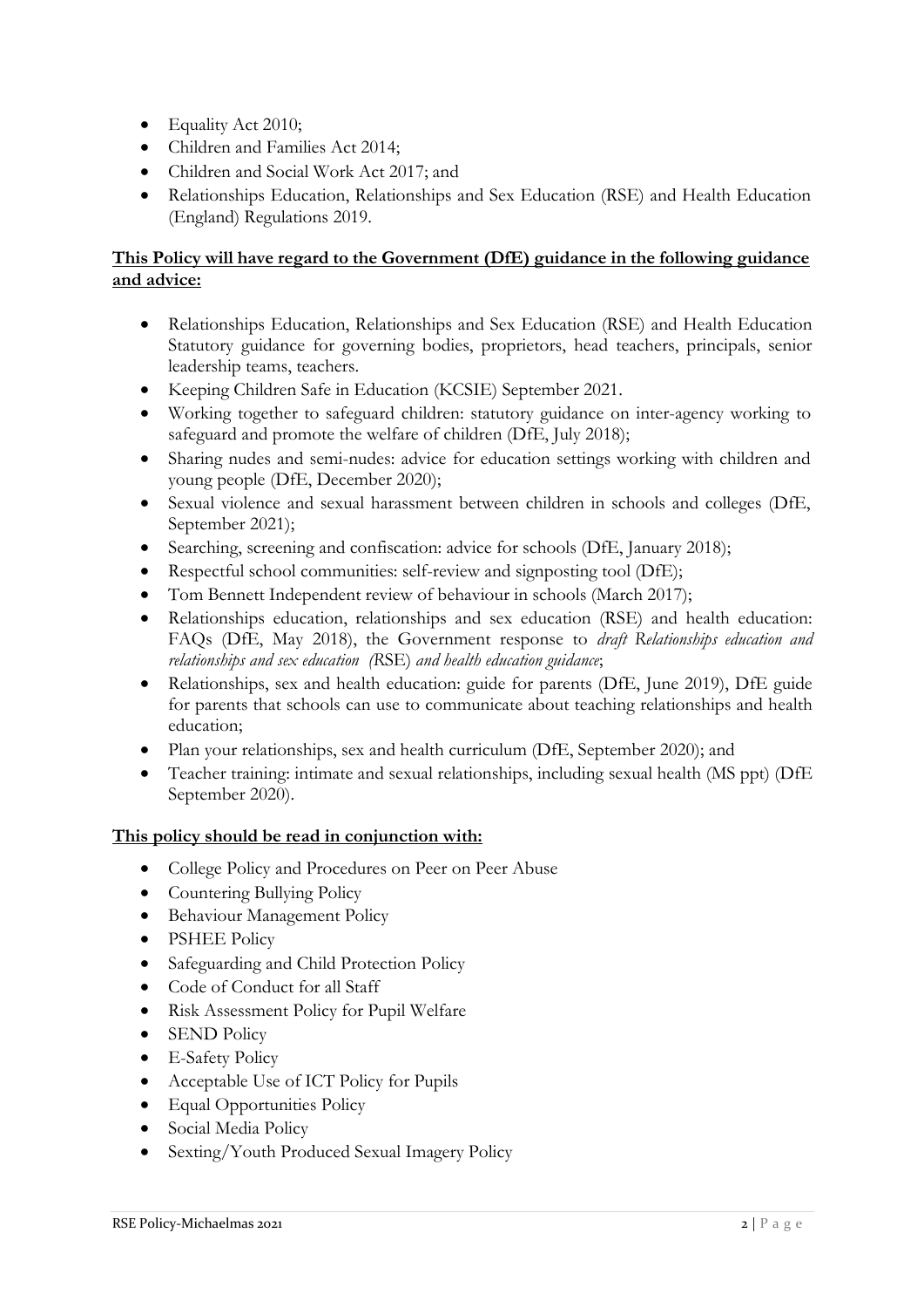- Equality Act 2010;
- Children and Families Act 2014;
- Children and Social Work Act 2017; and
- Relationships Education, Relationships and Sex Education (RSE) and Health Education (England) Regulations 2019.

**<u>This Policy will have regard to the Government (DfE) guidance in the following guidance and advice:</u>**

- Relationships Education, Relationships and Sex Education (RSE) and Health Education Statutory guidance for governing bodies, proprietors, head teachers, principals, senior leadership teams, teachers.
- Keeping Children Safe in Education (KCSIE) September 2021.
- Working together to safeguard children: statutory guidance on inter-agency working to safeguard and promote the welfare of children (DfE, July 2018);
- Sharing nudes and semi-nudes: advice for education settings working with children and young people (DfE, December 2020);
- Sexual violence and sexual harassment between children in schools and colleges (DfE, September 2021);
- Searching, screening and confiscation: advice for schools (DfE, January 2018);
- Respectful school communities: self-review and signposting tool (DfE);
- Tom Bennett Independent review of behaviour in schools (March 2017);
- Relationships education, relationships and sex education (RSE) and health education: FAQs (DfE, May 2018), the Government response to *draft Relationships education and relationships and sex education (RSE) and health education guidance*;
- Relationships, sex and health education: guide for parents (DfE, June 2019), DfE guide for parents that schools can use to communicate about teaching relationships and health education;
- Plan your relationships, sex and health curriculum (DfE, September 2020); and
- Teacher training: intimate and sexual relationships, including sexual health (MS ppt) (DfE September 2020).

**<u>This policy should be read in conjunction with:</u>**

- College Policy and Procedures on Peer on Peer Abuse
- Countering Bullying Policy
- Behaviour Management Policy
- PSHEE Policy
- Safeguarding and Child Protection Policy
- Code of Conduct for all Staff
- Risk Assessment Policy for Pupil Welfare
- SEND Policy
- E-Safety Policy
- Acceptable Use of ICT Policy for Pupils
- Equal Opportunities Policy
- Social Media Policy
- Sexting/Youth Produced Sexual Imagery Policy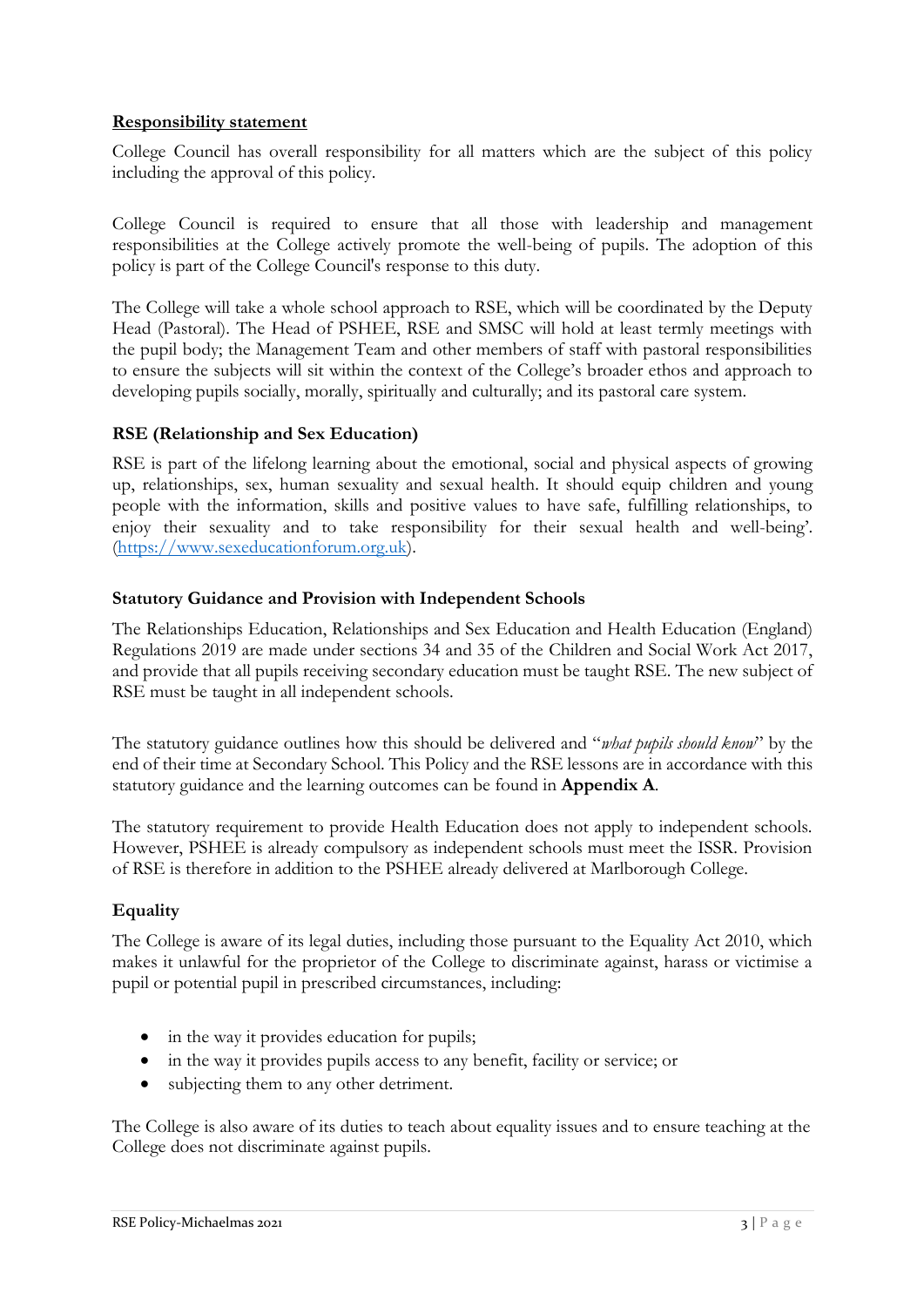## Responsibility statement

College Council has overall responsibility for all matters which are the subject of this policy including the approval of this policy.

College Council is required to ensure that all those with leadership and management responsibilities at the College actively promote the well-being of pupils. The adoption of this policy is part of the College Council's response to this duty.

The College will take a whole school approach to RSE, which will be coordinated by the Deputy Head (Pastoral). The Head of PSHEE, RSE and SMSC will hold at least termly meetings with the pupil body; the Management Team and other members of staff with pastoral responsibilities to ensure the subjects will sit within the context of the College's broader ethos and approach to developing pupils socially, morally, spiritually and culturally; and its pastoral care system.

### RSE (Relationship and Sex Education)

RSE is part of the lifelong learning about the emotional, social and physical aspects of growing up, relationships, sex, human sexuality and sexual health. It should equip children and young people with the information, skills and positive values to have safe, fulfilling relationships, to enjoy their sexuality and to take responsibility for their sexual health and well-being'. ([https://www.sexeducationforum.org.uk](https://www.sexeducationforum.org.uk)).

### Statutory Guidance and Provision with Independent Schools

The Relationships Education, Relationships and Sex Education and Health Education (England) Regulations 2019 are made under sections 34 and 35 of the Children and Social Work Act 2017, and provide that all pupils receiving secondary education must be taught RSE. The new subject of RSE must be taught in all independent schools.

The statutory guidance outlines how this should be delivered and "*what pupils should know*" by the end of their time at Secondary School. This Policy and the RSE lessons are in accordance with this statutory guidance and the learning outcomes can be found in **Appendix A**.

The statutory requirement to provide Health Education does not apply to independent schools. However, PSHEE is already compulsory as independent schools must meet the ISSR. Provision of RSE is therefore in addition to the PSHEE already delivered at Marlborough College.

### Equality

The College is aware of its legal duties, including those pursuant to the Equality Act 2010, which makes it unlawful for the proprietor of the College to discriminate against, harass or victimise a pupil or potential pupil in prescribed circumstances, including:

- in the way it provides education for pupils;
- in the way it provides pupils access to any benefit, facility or service; or
- subjecting them to any other detriment.

The College is also aware of its duties to teach about equality issues and to ensure teaching at the College does not discriminate against pupils.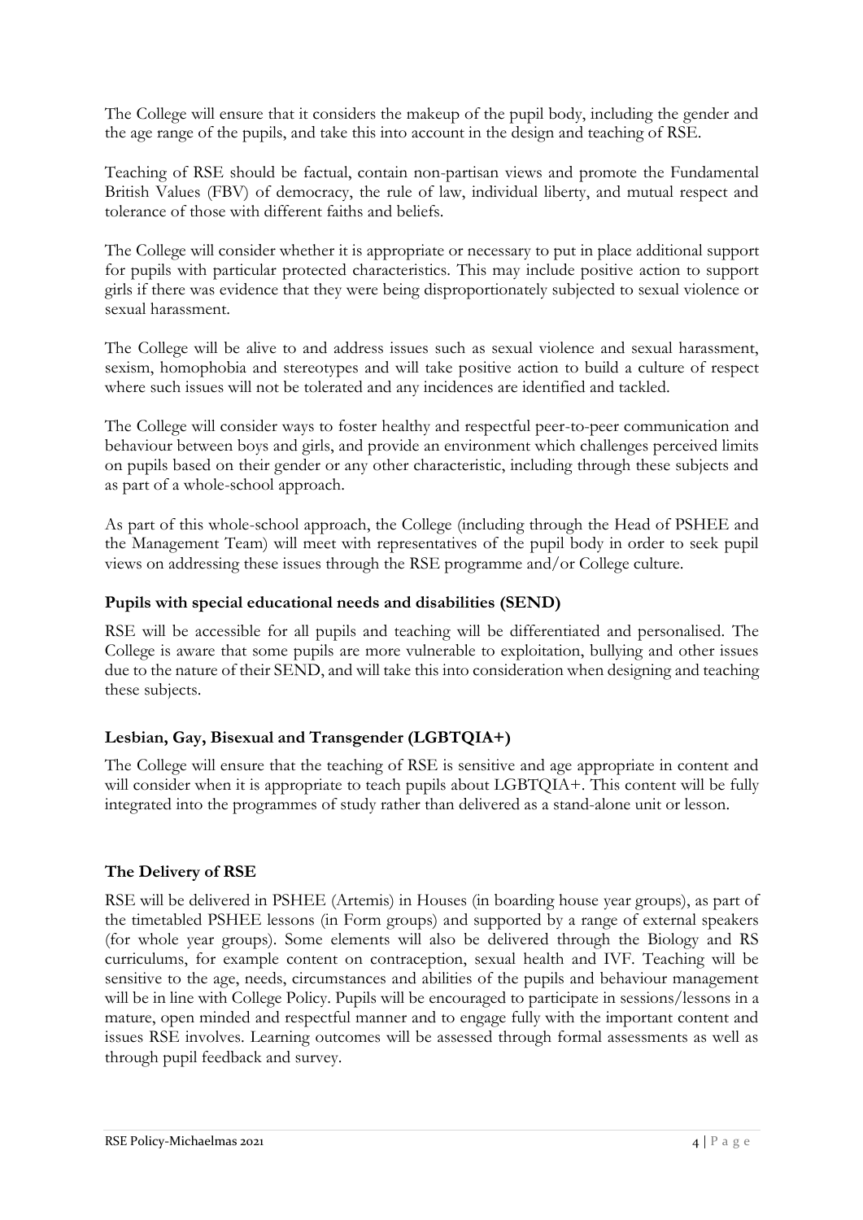The College will ensure that it considers the makeup of the pupil body, including the gender and the age range of the pupils, and take this into account in the design and teaching of RSE.

Teaching of RSE should be factual, contain non-partisan views and promote the Fundamental British Values (FBV) of democracy, the rule of law, individual liberty, and mutual respect and tolerance of those with different faiths and beliefs.

The College will consider whether it is appropriate or necessary to put in place additional support for pupils with particular protected characteristics. This may include positive action to support girls if there was evidence that they were being disproportionately subjected to sexual violence or sexual harassment.

The College will be alive to and address issues such as sexual violence and sexual harassment, sexism, homophobia and stereotypes and will take positive action to build a culture of respect where such issues will not be tolerated and any incidences are identified and tackled.

The College will consider ways to foster healthy and respectful peer-to-peer communication and behaviour between boys and girls, and provide an environment which challenges perceived limits on pupils based on their gender or any other characteristic, including through these subjects and as part of a whole-school approach.

As part of this whole-school approach, the College (including through the Head of PSHEE and the Management Team) will meet with representatives of the pupil body in order to seek pupil views on addressing these issues through the RSE programme and/or College culture.

### Pupils with special educational needs and disabilities (SEND)

RSE will be accessible for all pupils and teaching will be differentiated and personalised. The College is aware that some pupils are more vulnerable to exploitation, bullying and other issues due to the nature of their SEND, and will take this into consideration when designing and teaching these subjects.

### Lesbian, Gay, Bisexual and Transgender (LGBTQIA+)

The College will ensure that the teaching of RSE is sensitive and age appropriate in content and will consider when it is appropriate to teach pupils about LGBTQIA+. This content will be fully integrated into the programmes of study rather than delivered as a stand-alone unit or lesson.

### The Delivery of RSE

RSE will be delivered in PSHEE (Artemis) in Houses (in boarding house year groups), as part of the timetabled PSHEE lessons (in Form groups) and supported by a range of external speakers (for whole year groups). Some elements will also be delivered through the Biology and RS curriculums, for example content on contraception, sexual health and IVF. Teaching will be sensitive to the age, needs, circumstances and abilities of the pupils and behaviour management will be in line with College Policy. Pupils will be encouraged to participate in sessions/lessons in a mature, open minded and respectful manner and to engage fully with the important content and issues RSE involves. Learning outcomes will be assessed through formal assessments as well as through pupil feedback and survey.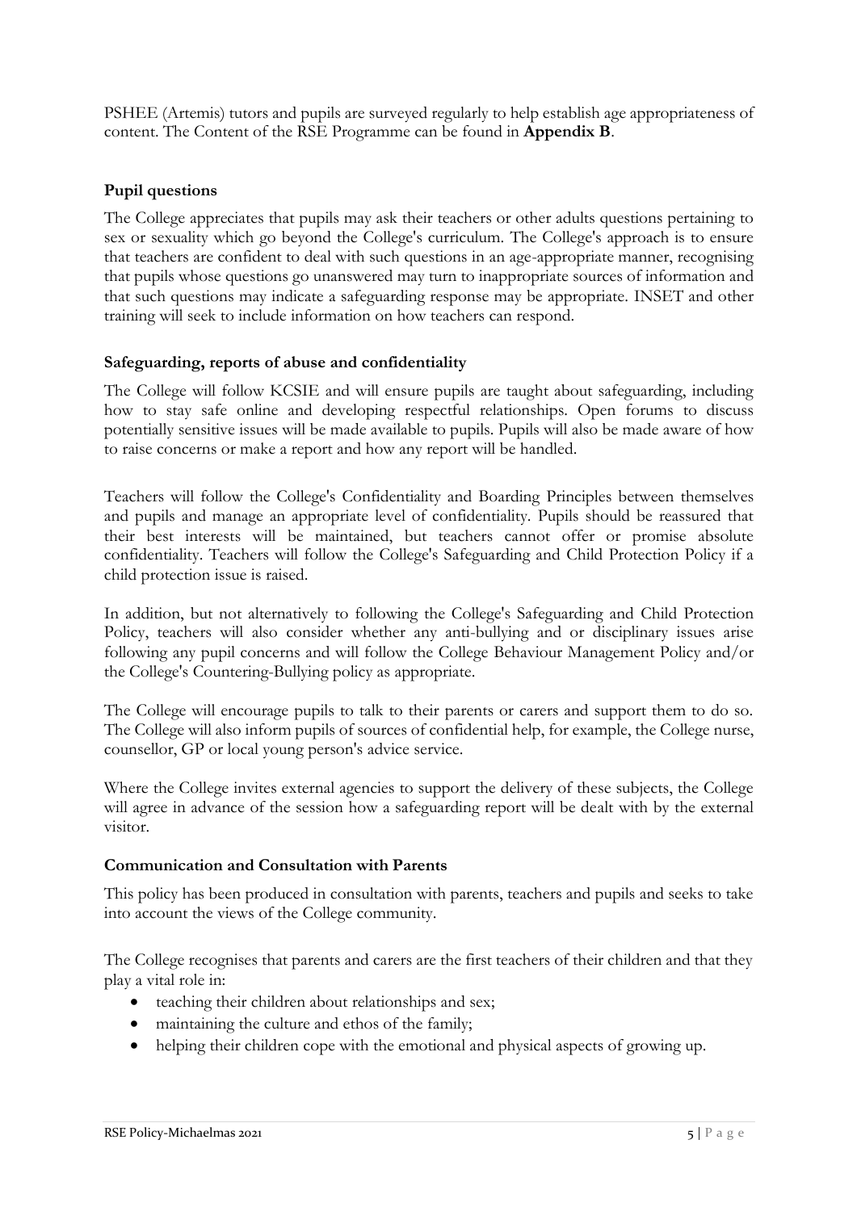PSHEE (Artemis) tutors and pupils are surveyed regularly to help establish age appropriateness of content. The Content of the RSE Programme can be found in **Appendix B**.

### Pupil questions

The College appreciates that pupils may ask their teachers or other adults questions pertaining to sex or sexuality which go beyond the College's curriculum. The College's approach is to ensure that teachers are confident to deal with such questions in an age-appropriate manner, recognising that pupils whose questions go unanswered may turn to inappropriate sources of information and that such questions may indicate a safeguarding response may be appropriate. INSET and other training will seek to include information on how teachers can respond.

### Safeguarding, reports of abuse and confidentiality

The College will follow KCSIE and will ensure pupils are taught about safeguarding, including how to stay safe online and developing respectful relationships. Open forums to discuss potentially sensitive issues will be made available to pupils. Pupils will also be made aware of how to raise concerns or make a report and how any report will be handled.

Teachers will follow the College's Confidentiality and Boarding Principles between themselves and pupils and manage an appropriate level of confidentiality. Pupils should be reassured that their best interests will be maintained, but teachers cannot offer or promise absolute confidentiality. Teachers will follow the College's Safeguarding and Child Protection Policy if a child protection issue is raised.

In addition, but not alternatively to following the College's Safeguarding and Child Protection Policy, teachers will also consider whether any anti-bullying and or disciplinary issues arise following any pupil concerns and will follow the College Behaviour Management Policy and/or the College's Countering-Bullying policy as appropriate.

The College will encourage pupils to talk to their parents or carers and support them to do so. The College will also inform pupils of sources of confidential help, for example, the College nurse, counsellor, GP or local young person's advice service.

Where the College invites external agencies to support the delivery of these subjects, the College will agree in advance of the session how a safeguarding report will be dealt with by the external visitor.

### Communication and Consultation with Parents

This policy has been produced in consultation with parents, teachers and pupils and seeks to take into account the views of the College community.

The College recognises that parents and carers are the first teachers of their children and that they play a vital role in:

- teaching their children about relationships and sex;
- maintaining the culture and ethos of the family;
- helping their children cope with the emotional and physical aspects of growing up.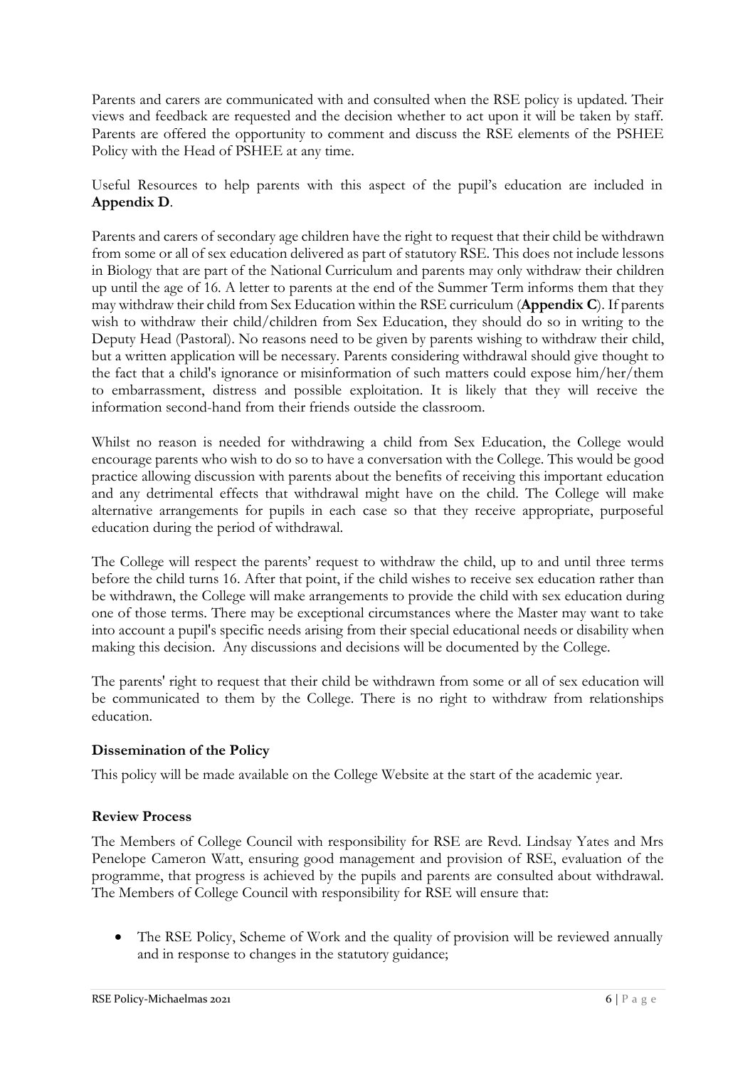Parents and carers are communicated with and consulted when the RSE policy is updated. Their views and feedback are requested and the decision whether to act upon it will be taken by staff. Parents are offered the opportunity to comment and discuss the RSE elements of the PSHEE Policy with the Head of PSHEE at any time.

Useful Resources to help parents with this aspect of the pupil's education are included in **Appendix D**.

Parents and carers of secondary age children have the right to request that their child be withdrawn from some or all of sex education delivered as part of statutory RSE. This does not include lessons in Biology that are part of the National Curriculum and parents may only withdraw their children up until the age of 16. A letter to parents at the end of the Summer Term informs them that they may withdraw their child from Sex Education within the RSE curriculum (**Appendix C**). If parents wish to withdraw their child/children from Sex Education, they should do so in writing to the Deputy Head (Pastoral). No reasons need to be given by parents wishing to withdraw their child, but a written application will be necessary. Parents considering withdrawal should give thought to the fact that a child's ignorance or misinformation of such matters could expose him/her/them to embarrassment, distress and possible exploitation. It is likely that they will receive the information second-hand from their friends outside the classroom.

Whilst no reason is needed for withdrawing a child from Sex Education, the College would encourage parents who wish to do so to have a conversation with the College. This would be good practice allowing discussion with parents about the benefits of receiving this important education and any detrimental effects that withdrawal might have on the child. The College will make alternative arrangements for pupils in each case so that they receive appropriate, purposeful education during the period of withdrawal.

The College will respect the parents' request to withdraw the child, up to and until three terms before the child turns 16. After that point, if the child wishes to receive sex education rather than be withdrawn, the College will make arrangements to provide the child with sex education during one of those terms. There may be exceptional circumstances where the Master may want to take into account a pupil's specific needs arising from their special educational needs or disability when making this decision. Any discussions and decisions will be documented by the College.

The parents' right to request that their child be withdrawn from some or all of sex education will be communicated to them by the College. There is no right to withdraw from relationships education.

### Dissemination of the Policy

This policy will be made available on the College Website at the start of the academic year.

### Review Process

The Members of College Council with responsibility for RSE are Revd. Lindsay Yates and Mrs Penelope Cameron Watt, ensuring good management and provision of RSE, evaluation of the programme, that progress is achieved by the pupils and parents are consulted about withdrawal. The Members of College Council with responsibility for RSE will ensure that:

- The RSE Policy, Scheme of Work and the quality of provision will be reviewed annually and in response to changes in the statutory guidance;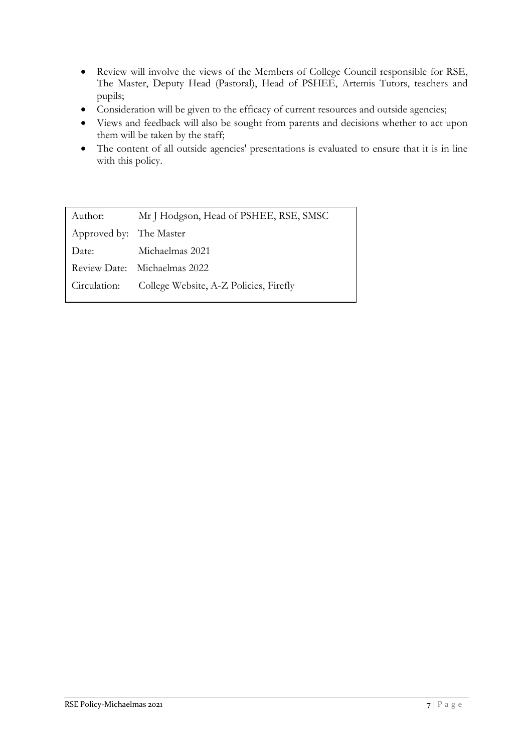- Review will involve the views of the Members of College Council responsible for RSE, The Master, Deputy Head (Pastoral), Head of PSHEE, Artemis Tutors, teachers and pupils;
- Consideration will be given to the efficacy of current resources and outside agencies;
- Views and feedback will also be sought from parents and decisions whether to act upon them will be taken by the staff;
- The content of all outside agencies' presentations is evaluated to ensure that it is in line with this policy.

| | |
|---|---|
| Author: | Mr J Hodgson, Head of PSHEE, RSE, SMSC |
| Approved by: | The Master |
| Date: | Michaelmas 2021 |
| Review Date: | Michaelmas 2022 |
| Circulation: | College Website, A-Z Policies, Firefly |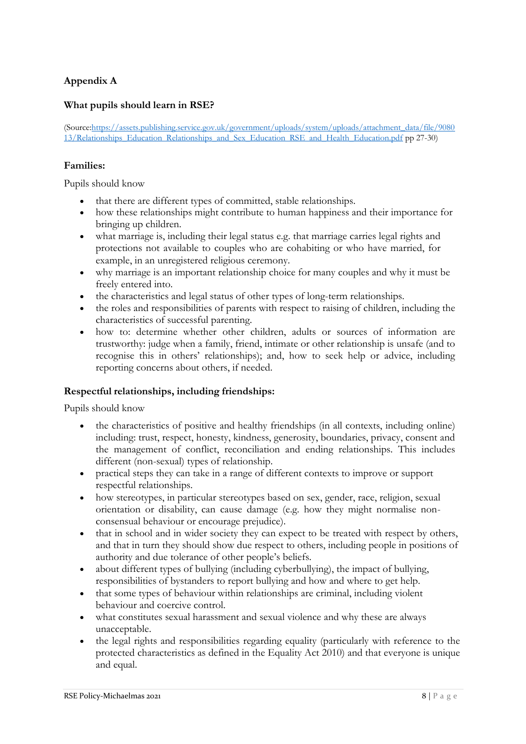## Appendix A

### What pupils should learn in RSE?

(Source:[https://assets.publishing.service.gov.uk/government/uploads/system/uploads/attachment_data/file/908013/Relationships_Education_Relationships_and_Sex_Education_RSE_and_Health_Education.pdf](https://assets.publishing.service.gov.uk/government/uploads/system/uploads/attachment_data/file/908013/Relationships_Education_Relationships_and_Sex_Education_RSE_and_Health_Education.pdf) pp 27-30)

### Families:

Pupils should know

- that there are different types of committed, stable relationships.
- how these relationships might contribute to human happiness and their importance for bringing up children.
- what marriage is, including their legal status e.g. that marriage carries legal rights and protections not available to couples who are cohabiting or who have married, for example, in an unregistered religious ceremony.
- why marriage is an important relationship choice for many couples and why it must be freely entered into.
- the characteristics and legal status of other types of long-term relationships.
- the roles and responsibilities of parents with respect to raising of children, including the characteristics of successful parenting.
- how to: determine whether other children, adults or sources of information are trustworthy: judge when a family, friend, intimate or other relationship is unsafe (and to recognise this in others' relationships); and, how to seek help or advice, including reporting concerns about others, if needed.

### Respectful relationships, including friendships:

Pupils should know

- the characteristics of positive and healthy friendships (in all contexts, including online) including: trust, respect, honesty, kindness, generosity, boundaries, privacy, consent and the management of conflict, reconciliation and ending relationships. This includes different (non-sexual) types of relationship.
- practical steps they can take in a range of different contexts to improve or support respectful relationships.
- how stereotypes, in particular stereotypes based on sex, gender, race, religion, sexual orientation or disability, can cause damage (e.g. how they might normalise non-consensual behaviour or encourage prejudice).
- that in school and in wider society they can expect to be treated with respect by others, and that in turn they should show due respect to others, including people in positions of authority and due tolerance of other people's beliefs.
- about different types of bullying (including cyberbullying), the impact of bullying, responsibilities of bystanders to report bullying and how and where to get help.
- that some types of behaviour within relationships are criminal, including violent behaviour and coercive control.
- what constitutes sexual harassment and sexual violence and why these are always unacceptable.
- the legal rights and responsibilities regarding equality (particularly with reference to the protected characteristics as defined in the Equality Act 2010) and that everyone is unique and equal.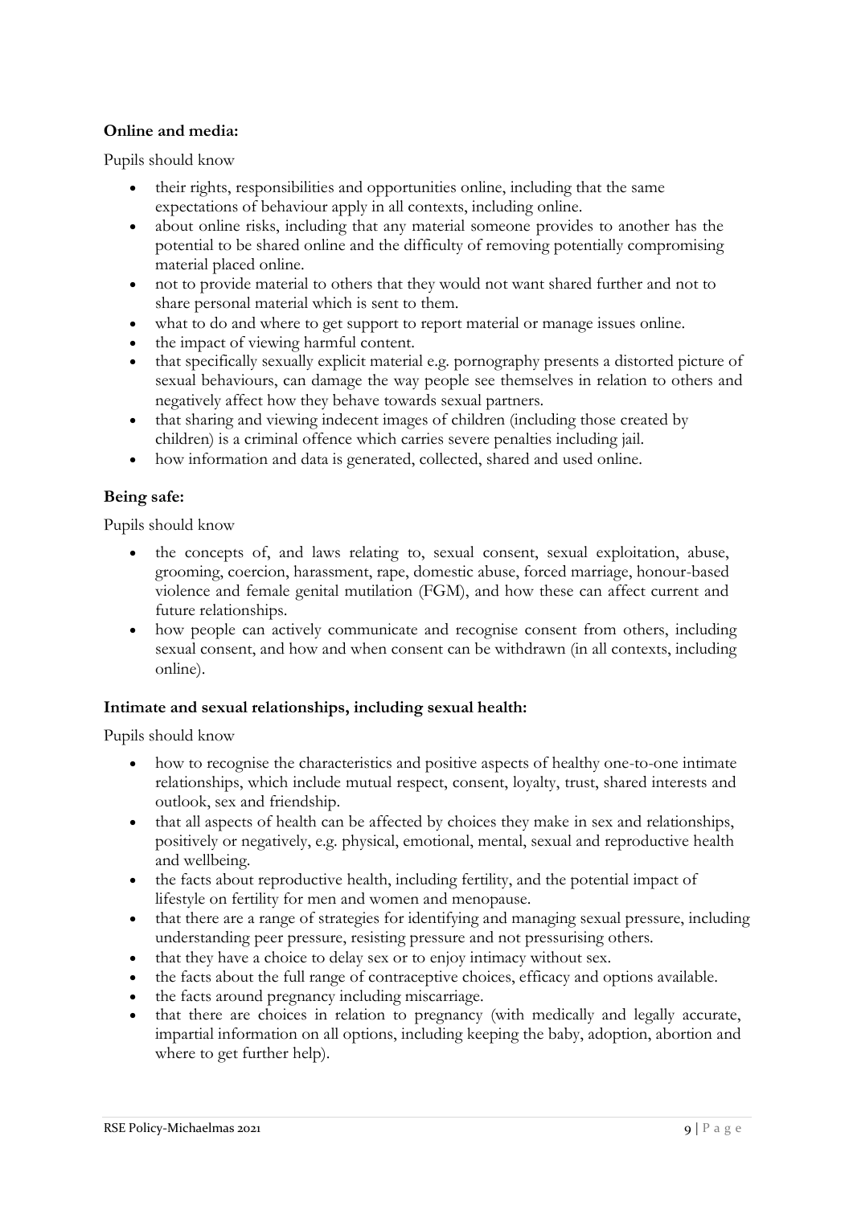**Online and media:**

Pupils should know

- their rights, responsibilities and opportunities online, including that the same expectations of behaviour apply in all contexts, including online.
- about online risks, including that any material someone provides to another has the potential to be shared online and the difficulty of removing potentially compromising material placed online.
- not to provide material to others that they would not want shared further and not to share personal material which is sent to them.
- what to do and where to get support to report material or manage issues online.
- the impact of viewing harmful content.
- that specifically sexually explicit material e.g. pornography presents a distorted picture of sexual behaviours, can damage the way people see themselves in relation to others and negatively affect how they behave towards sexual partners.
- that sharing and viewing indecent images of children (including those created by children) is a criminal offence which carries severe penalties including jail.
- how information and data is generated, collected, shared and used online.

**Being safe:**

Pupils should know

- the concepts of, and laws relating to, sexual consent, sexual exploitation, abuse, grooming, coercion, harassment, rape, domestic abuse, forced marriage, honour-based violence and female genital mutilation (FGM), and how these can affect current and future relationships.
- how people can actively communicate and recognise consent from others, including sexual consent, and how and when consent can be withdrawn (in all contexts, including online).

**Intimate and sexual relationships, including sexual health:**

Pupils should know

- how to recognise the characteristics and positive aspects of healthy one-to-one intimate relationships, which include mutual respect, consent, loyalty, trust, shared interests and outlook, sex and friendship.
- that all aspects of health can be affected by choices they make in sex and relationships, positively or negatively, e.g. physical, emotional, mental, sexual and reproductive health and wellbeing.
- the facts about reproductive health, including fertility, and the potential impact of lifestyle on fertility for men and women and menopause.
- that there are a range of strategies for identifying and managing sexual pressure, including understanding peer pressure, resisting pressure and not pressurising others.
- that they have a choice to delay sex or to enjoy intimacy without sex.
- the facts about the full range of contraceptive choices, efficacy and options available.
- the facts around pregnancy including miscarriage.
- that there are choices in relation to pregnancy (with medically and legally accurate, impartial information on all options, including keeping the baby, adoption, abortion and where to get further help).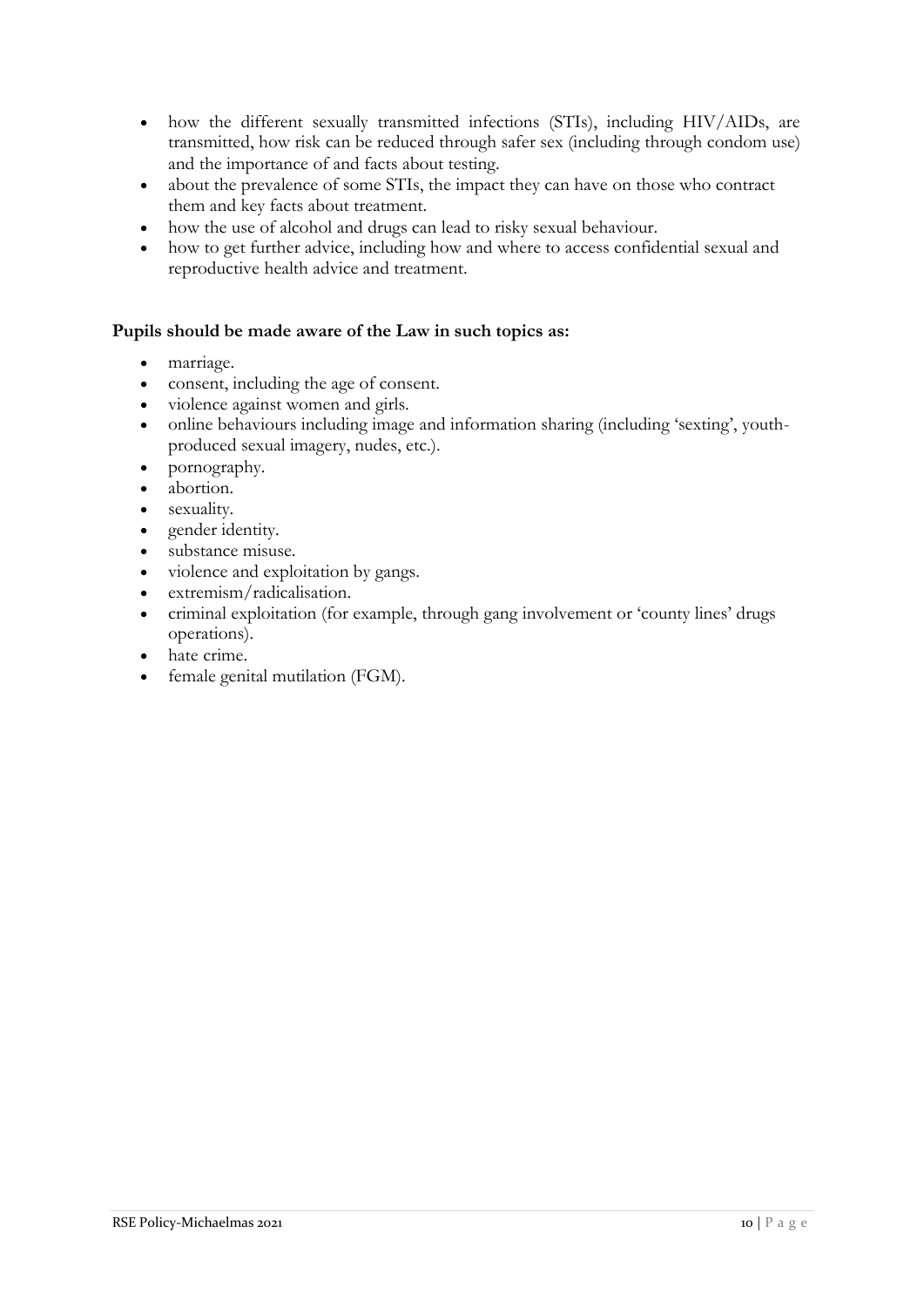- how the different sexually transmitted infections (STIs), including HIV/AIDs, are transmitted, how risk can be reduced through safer sex (including through condom use) and the importance of and facts about testing.
- about the prevalence of some STIs, the impact they can have on those who contract them and key facts about treatment.
- how the use of alcohol and drugs can lead to risky sexual behaviour.
- how to get further advice, including how and where to access confidential sexual and reproductive health advice and treatment.

**Pupils should be made aware of the Law in such topics as:**

- marriage.
- consent, including the age of consent.
- violence against women and girls.
- online behaviours including image and information sharing (including 'sexting', youth-produced sexual imagery, nudes, etc.).
- pornography.
- abortion.
- sexuality.
- gender identity.
- substance misuse.
- violence and exploitation by gangs.
- extremism/radicalisation.
- criminal exploitation (for example, through gang involvement or 'county lines' drugs operations).
- hate crime.
- female genital mutilation (FGM).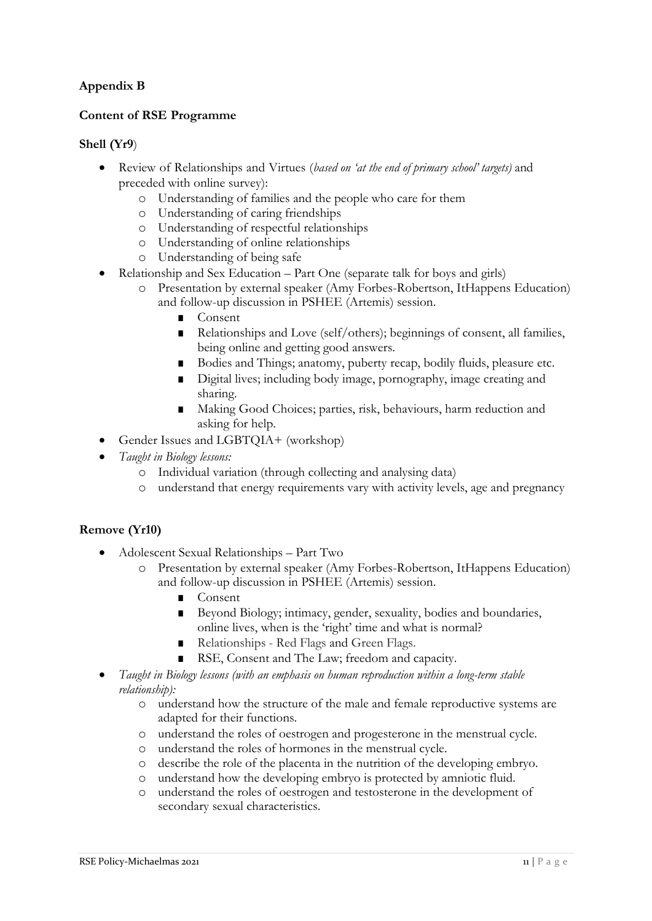**Appendix B**

**Content of RSE Programme**

**Shell (Yr9**)

- Review of Relationships and Virtues (*based on 'at the end of primary school' targets)* and preceded with online survey):
    - Understanding of families and the people who care for them
    - Understanding of caring friendships
    - Understanding of respectful relationships
    - Understanding of online relationships
    - Understanding of being safe
- Relationship and Sex Education – Part One (separate talk for boys and girls)
    - Presentation by external speaker (Amy Forbes-Robertson, ItHappens Education) and follow-up discussion in PSHEE (Artemis) session.
        - Consent
        - Relationships and Love (self/others); beginnings of consent, all families, being online and getting good answers.
        - Bodies and Things; anatomy, puberty recap, bodily fluids, pleasure etc.
        - Digital lives; including body image, pornography, image creating and sharing.
        - Making Good Choices; parties, risk, behaviours, harm reduction and asking for help.
- Gender Issues and LGBTQIA+ (workshop)
- *Taught in Biology lessons:*
    - Individual variation (through collecting and analysing data)
    - understand that energy requirements vary with activity levels, age and pregnancy

**Remove (Yr10)**

- Adolescent Sexual Relationships – Part Two
    - Presentation by external speaker (Amy Forbes-Robertson, ItHappens Education) and follow-up discussion in PSHEE (Artemis) session.
        - Consent
        - Beyond Biology; intimacy, gender, sexuality, bodies and boundaries, online lives, when is the 'right' time and what is normal?
        - Relationships - Red Flags and Green Flags.
        - RSE, Consent and The Law; freedom and capacity.
- *Taught in Biology lessons (with an emphasis on human reproduction within a long-term stable relationship):*
    - understand how the structure of the male and female reproductive systems are adapted for their functions.
    - understand the roles of oestrogen and progesterone in the menstrual cycle.
    - understand the roles of hormones in the menstrual cycle.
    - describe the role of the placenta in the nutrition of the developing embryo.
    - understand how the developing embryo is protected by amniotic fluid.
    - understand the roles of oestrogen and testosterone in the development of secondary sexual characteristics.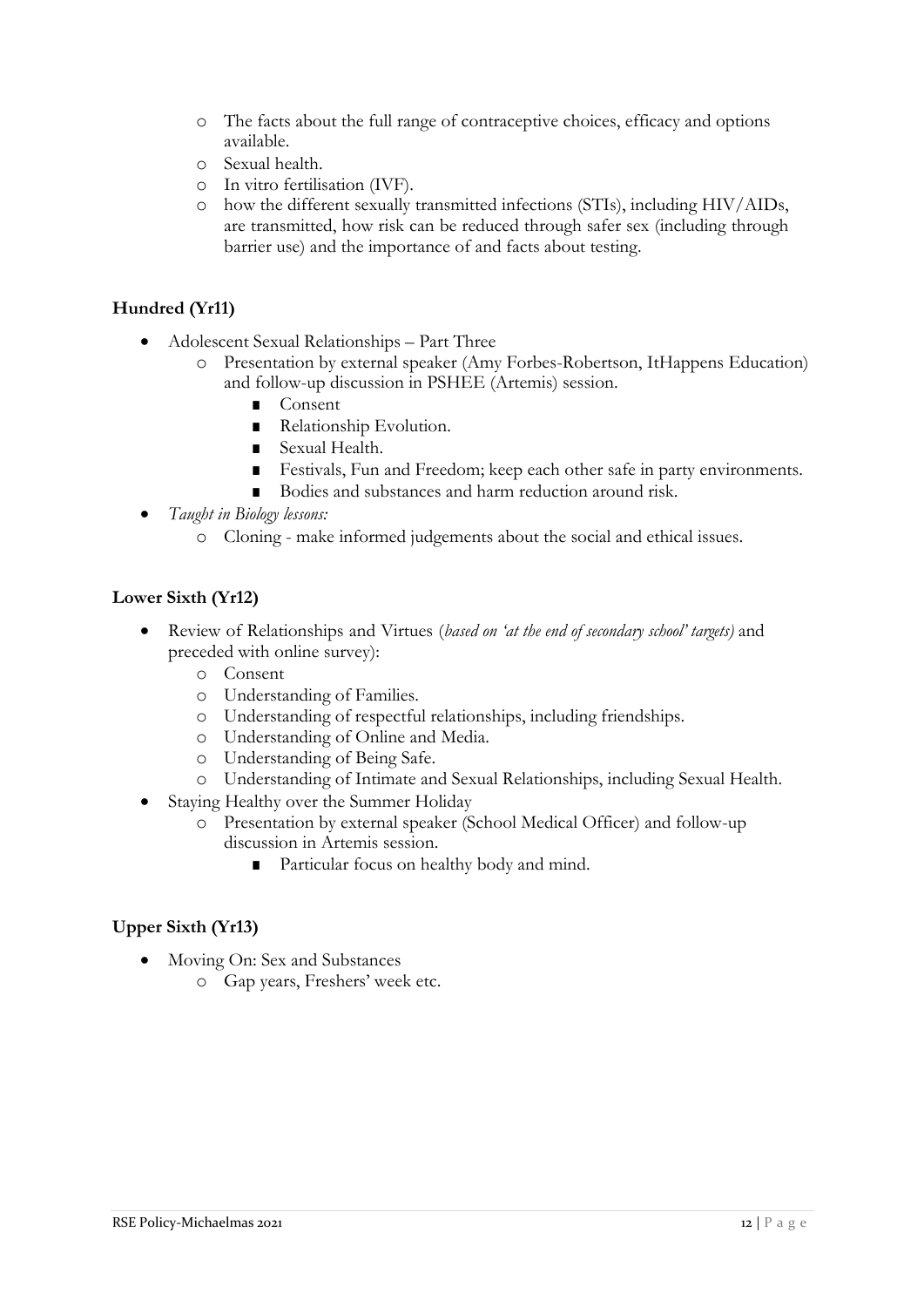- The facts about the full range of contraceptive choices, efficacy and options available.
  - Sexual health.
  - In vitro fertilisation (IVF).
  - how the different sexually transmitted infections (STIs), including HIV/AIDs, are transmitted, how risk can be reduced through safer sex (including through barrier use) and the importance of and facts about testing.

**Hundred (Yr11)**

- Adolescent Sexual Relationships – Part Three
  - Presentation by external speaker (Amy Forbes-Robertson, ItHappens Education) and follow-up discussion in PSHEE (Artemis) session.
    - Consent
    - Relationship Evolution.
    - Sexual Health.
    - Festivals, Fun and Freedom; keep each other safe in party environments.
    - Bodies and substances and harm reduction around risk.
- *Taught in Biology lessons:*
  - Cloning - make informed judgements about the social and ethical issues.

**Lower Sixth (Yr12)**

- Review of Relationships and Virtues (*based on 'at the end of secondary school' targets)* and preceded with online survey):
  - Consent
  - Understanding of Families.
  - Understanding of respectful relationships, including friendships.
  - Understanding of Online and Media.
  - Understanding of Being Safe.
  - Understanding of Intimate and Sexual Relationships, including Sexual Health.
- Staying Healthy over the Summer Holiday
  - Presentation by external speaker (School Medical Officer) and follow-up discussion in Artemis session.
    - Particular focus on healthy body and mind.

**Upper Sixth (Yr13)**

- Moving On: Sex and Substances
  - Gap years, Freshers' week etc.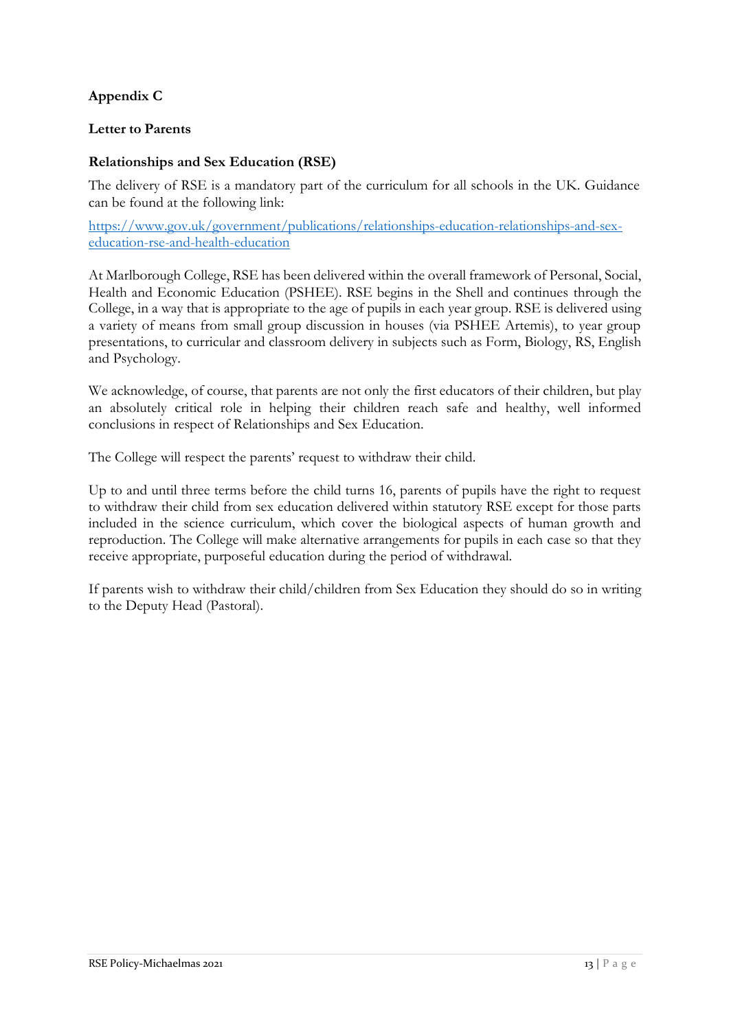**Appendix C**

**Letter to Parents**

**Relationships and Sex Education (RSE)**

The delivery of RSE is a mandatory part of the curriculum for all schools in the UK. Guidance can be found at the following link:

[https://www.gov.uk/government/publications/relationships-education-relationships-and-sex-education-rse-and-health-education](https://www.gov.uk/government/publications/relationships-education-relationships-and-sex-education-rse-and-health-education)

At Marlborough College, RSE has been delivered within the overall framework of Personal, Social, Health and Economic Education (PSHEE). RSE begins in the Shell and continues through the College, in a way that is appropriate to the age of pupils in each year group. RSE is delivered using a variety of means from small group discussion in houses (via PSHEE Artemis), to year group presentations, to curricular and classroom delivery in subjects such as Form, Biology, RS, English and Psychology.

We acknowledge, of course, that parents are not only the first educators of their children, but play an absolutely critical role in helping their children reach safe and healthy, well informed conclusions in respect of Relationships and Sex Education.

The College will respect the parents' request to withdraw their child.

Up to and until three terms before the child turns 16, parents of pupils have the right to request to withdraw their child from sex education delivered within statutory RSE except for those parts included in the science curriculum, which cover the biological aspects of human growth and reproduction. The College will make alternative arrangements for pupils in each case so that they receive appropriate, purposeful education during the period of withdrawal.

If parents wish to withdraw their child/children from Sex Education they should do so in writing to the Deputy Head (Pastoral).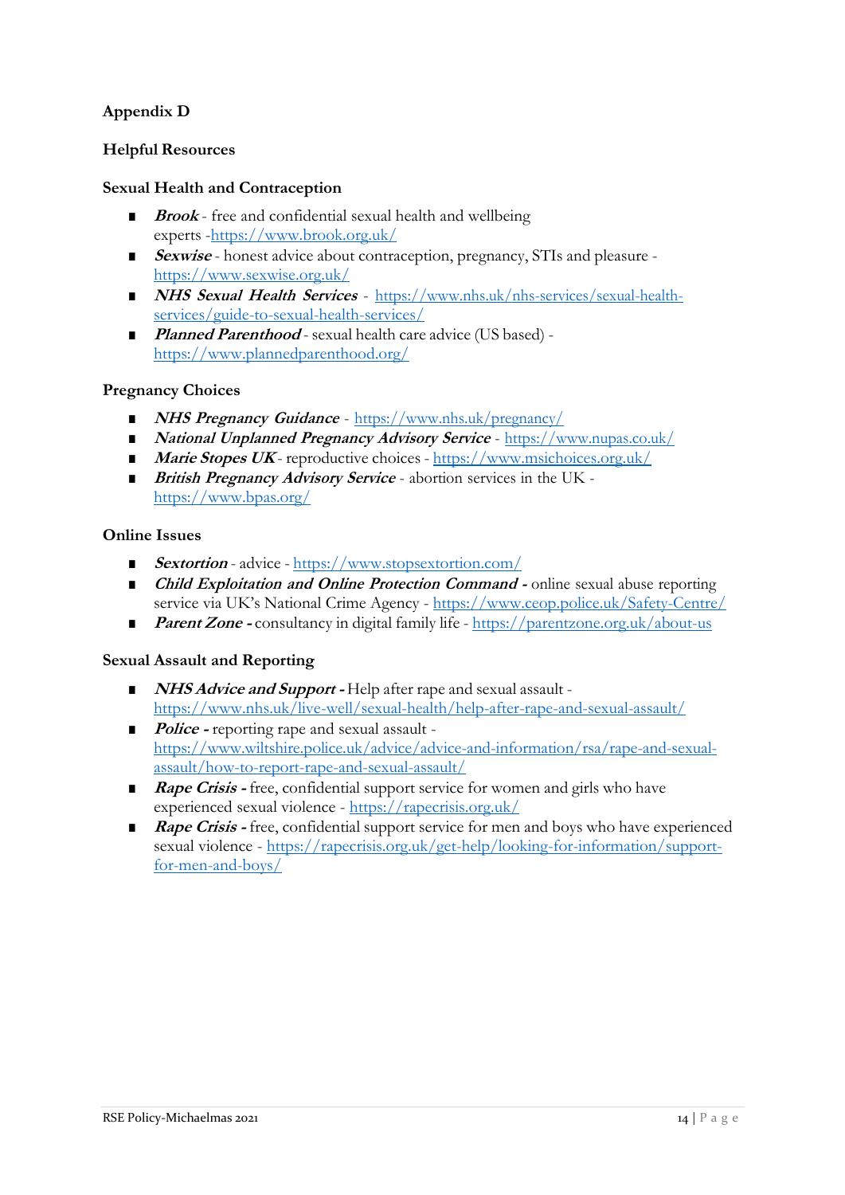## Appendix D

### Helpful Resources

**Sexual Health and Contraception**

- ***Brook*** - free and confidential sexual health and wellbeing experts -https://www.brook.org.uk/
- ***Sexwise*** - honest advice about contraception, pregnancy, STIs and pleasure - https://www.sexwise.org.uk/
- ***NHS Sexual Health Services*** - https://www.nhs.uk/nhs-services/sexual-health-services/guide-to-sexual-health-services/
- ***Planned Parenthood*** - sexual health care advice (US based) - https://www.plannedparenthood.org/

**Pregnancy Choices**

- ***NHS Pregnancy Guidance*** - https://www.nhs.uk/pregnancy/
- ***National Unplanned Pregnancy Advisory Service*** - https://www.nupas.co.uk/
- ***Marie Stopes UK*** - reproductive choices - https://www.msichoices.org.uk/
- ***British Pregnancy Advisory Service*** - abortion services in the UK - https://www.bpas.org/

**Online Issues**

- ***Sextortion*** - advice - https://www.stopsextortion.com/
- ***Child Exploitation and Online Protection Command -*** online sexual abuse reporting service via UK's National Crime Agency - https://www.ceop.police.uk/Safety-Centre/
- ***Parent Zone -*** consultancy in digital family life - https://parentzone.org.uk/about-us

**Sexual Assault and Reporting**

- ***NHS Advice and Support -*** Help after rape and sexual assault - https://www.nhs.uk/live-well/sexual-health/help-after-rape-and-sexual-assault/
- ***Police -*** reporting rape and sexual assault - https://www.wiltshire.police.uk/advice/advice-and-information/rsa/rape-and-sexual-assault/how-to-report-rape-and-sexual-assault/
- ***Rape Crisis -*** free, confidential support service for women and girls who have experienced sexual violence - https://rapecrisis.org.uk/
- ***Rape Crisis -*** free, confidential support service for men and boys who have experienced sexual violence - https://rapecrisis.org.uk/get-help/looking-for-information/support-for-men-and-boys/